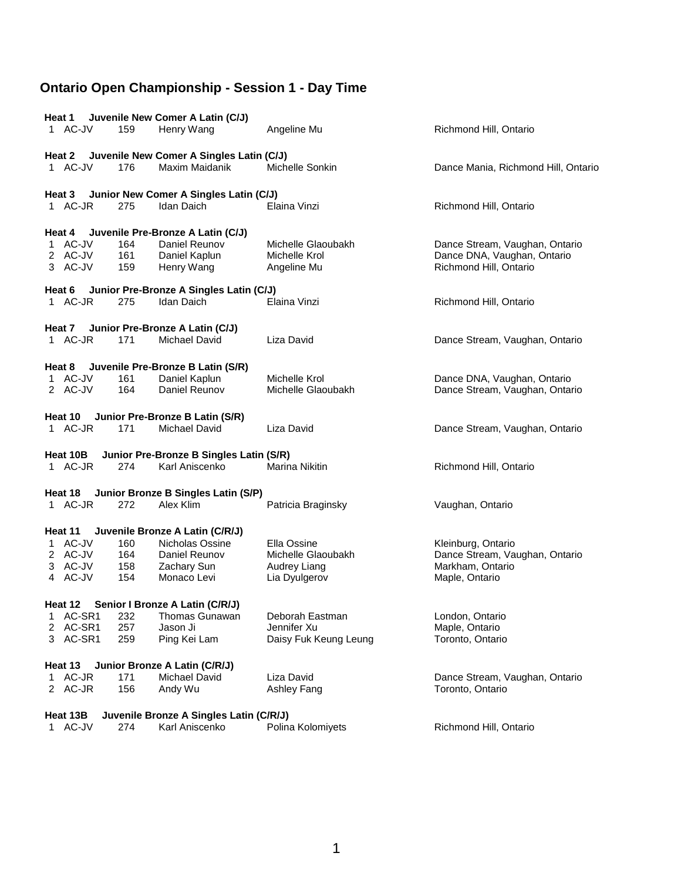# Ontario Open Championship - Session 1 - Day Time

**Heat 1 Juvenile New Comer A Latin (C/J)**

| | | | | | |
|---|---|---|---|---|---|
| 1 | AC-JV | 159 | Henry Wang | Angeline Mu | Richmond Hill, Ontario |

**Heat 2 Juvenile New Comer A Singles Latin (C/J)**

| | | | | | |
|---|---|---|---|---|---|
| 1 | AC-JV | 176 | Maxim Maidanik | Michelle Sonkin | Dance Mania, Richmond Hill, Ontario |

**Heat 3 Junior New Comer A Singles Latin (C/J)**

| | | | | | |
|---|---|---|---|---|---|
| 1 | AC-JR | 275 | Idan Daich | Elaina Vinzi | Richmond Hill, Ontario |

**Heat 4 Juvenile Pre-Bronze A Latin (C/J)**

| | | | | | |
|---|---|---|---|---|---|
| 1 | AC-JV | 164 | Daniel Reunov | Michelle Glaoubakh | Dance Stream, Vaughan, Ontario |
| 2 | AC-JV | 161 | Daniel Kaplun | Michelle Krol | Dance DNA, Vaughan, Ontario |
| 3 | AC-JV | 159 | Henry Wang | Angeline Mu | Richmond Hill, Ontario |

**Heat 6 Junior Pre-Bronze A Singles Latin (C/J)**

| | | | | | |
|---|---|---|---|---|---|
| 1 | AC-JR | 275 | Idan Daich | Elaina Vinzi | Richmond Hill, Ontario |

**Heat 7 Junior Pre-Bronze A Latin (C/J)**

| | | | | | |
|---|---|---|---|---|---|
| 1 | AC-JR | 171 | Michael David | Liza David | Dance Stream, Vaughan, Ontario |

**Heat 8 Juvenile Pre-Bronze B Latin (S/R)**

| | | | | | |
|---|---|---|---|---|---|
| 1 | AC-JV | 161 | Daniel Kaplun | Michelle Krol | Dance DNA, Vaughan, Ontario |
| 2 | AC-JV | 164 | Daniel Reunov | Michelle Glaoubakh | Dance Stream, Vaughan, Ontario |

**Heat 10 Junior Pre-Bronze B Latin (S/R)**

| | | | | | |
|---|---|---|---|---|---|
| 1 | AC-JR | 171 | Michael David | Liza David | Dance Stream, Vaughan, Ontario |

**Heat 10B Junior Pre-Bronze B Singles Latin (S/R)**

| | | | | | |
|---|---|---|---|---|---|
| 1 | AC-JR | 274 | Karl Aniscenko | Marina Nikitin | Richmond Hill, Ontario |

**Heat 18 Junior Bronze B Singles Latin (S/P)**

| | | | | | |
|---|---|---|---|---|---|
| 1 | AC-JR | 272 | Alex Klim | Patricia Braginsky | Vaughan, Ontario |

**Heat 11 Juvenile Bronze A Latin (C/R/J)**

| | | | | | |
|---|---|---|---|---|---|
| 1 | AC-JV | 160 | Nicholas Ossine | Ella Ossine | Kleinburg, Ontario |
| 2 | AC-JV | 164 | Daniel Reunov | Michelle Glaoubakh | Dance Stream, Vaughan, Ontario |
| 3 | AC-JV | 158 | Zachary Sun | Audrey Liang | Markham, Ontario |
| 4 | AC-JV | 154 | Monaco Levi | Lia Dyulgerov | Maple, Ontario |

**Heat 12 Senior I Bronze A Latin (C/R/J)**

| | | | | | |
|---|---|---|---|---|---|
| 1 | AC-SR1 | 232 | Thomas Gunawan | Deborah Eastman | London, Ontario |
| 2 | AC-SR1 | 257 | Jason Ji | Jennifer Xu | Maple, Ontario |
| 3 | AC-SR1 | 259 | Ping Kei Lam | Daisy Fuk Keung Leung | Toronto, Ontario |

**Heat 13 Junior Bronze A Latin (C/R/J)**

| | | | | | |
|---|---|---|---|---|---|
| 1 | AC-JR | 171 | Michael David | Liza David | Dance Stream, Vaughan, Ontario |
| 2 | AC-JR | 156 | Andy Wu | Ashley Fang | Toronto, Ontario |

**Heat 13B Juvenile Bronze A Singles Latin (C/R/J)**

| | | | | | |
|---|---|---|---|---|---|
| 1 | AC-JV | 274 | Karl Aniscenko | Polina Kolomiyets | Richmond Hill, Ontario |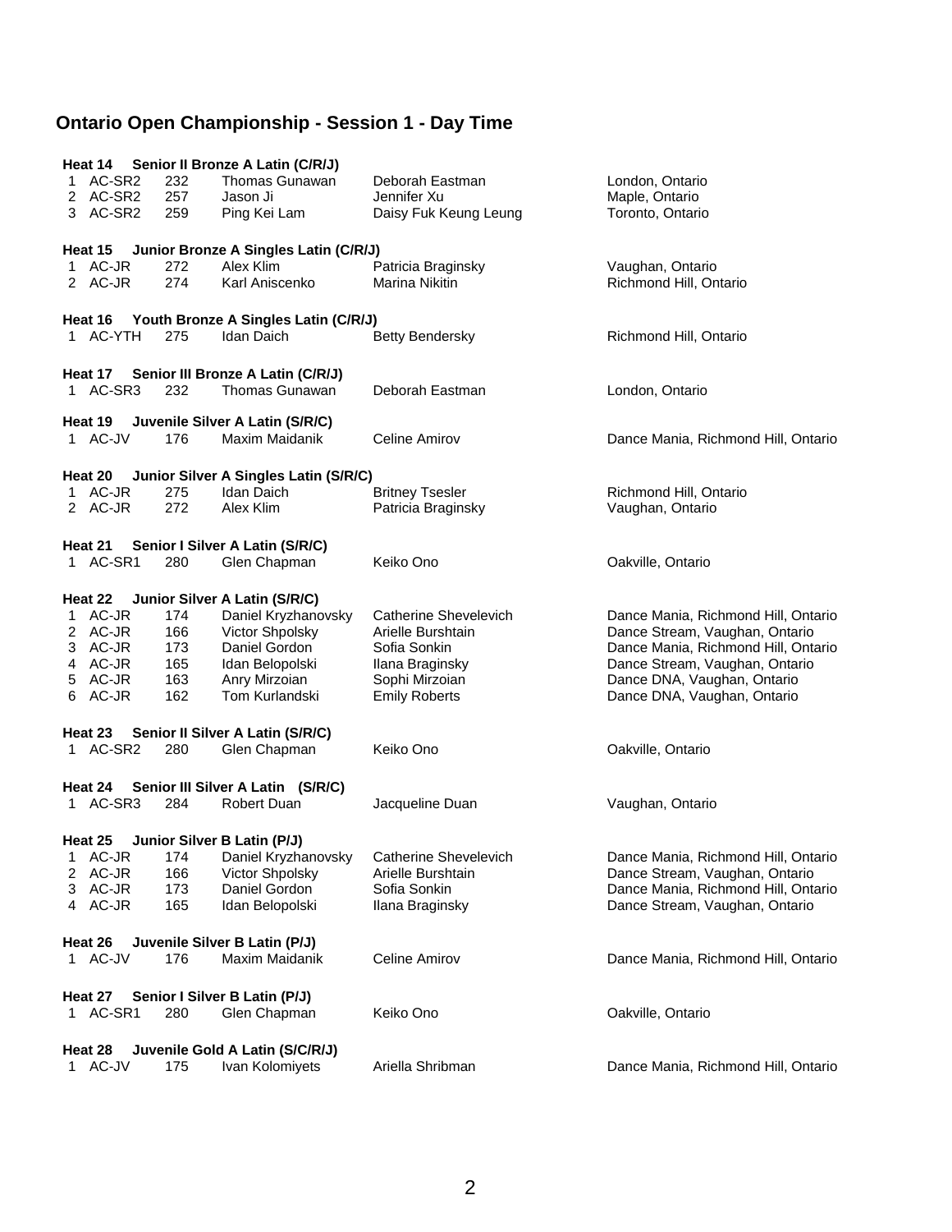## Ontario Open Championship - Session 1 - Day Time

**Heat 14 Senior II Bronze A Latin (C/R/J)**

| | | | | | |
|---|---|---|---|---|---|
| 1 | AC-SR2 | 232 | Thomas Gunawan | Deborah Eastman | London, Ontario |
| 2 | AC-SR2 | 257 | Jason Ji | Jennifer Xu | Maple, Ontario |
| 3 | AC-SR2 | 259 | Ping Kei Lam | Daisy Fuk Keung Leung | Toronto, Ontario |

**Heat 15 Junior Bronze A Singles Latin (C/R/J)**

| | | | | | |
|---|---|---|---|---|---|
| 1 | AC-JR | 272 | Alex Klim | Patricia Braginsky | Vaughan, Ontario |
| 2 | AC-JR | 274 | Karl Aniscenko | Marina Nikitin | Richmond Hill, Ontario |

**Heat 16 Youth Bronze A Singles Latin (C/R/J)**

| | | | | | |
|---|---|---|---|---|---|
| 1 | AC-YTH | 275 | Idan Daich | Betty Bendersky | Richmond Hill, Ontario |

**Heat 17 Senior III Bronze A Latin (C/R/J)**

| | | | | | |
|---|---|---|---|---|---|
| 1 | AC-SR3 | 232 | Thomas Gunawan | Deborah Eastman | London, Ontario |

**Heat 19 Juvenile Silver A Latin (S/R/C)**

| | | | | | |
|---|---|---|---|---|---|
| 1 | AC-JV | 176 | Maxim Maidanik | Celine Amirov | Dance Mania, Richmond Hill, Ontario |

**Heat 20 Junior Silver A Singles Latin (S/R/C)**

| | | | | | |
|---|---|---|---|---|---|
| 1 | AC-JR | 275 | Idan Daich | Britney Tsesler | Richmond Hill, Ontario |
| 2 | AC-JR | 272 | Alex Klim | Patricia Braginsky | Vaughan, Ontario |

**Heat 21 Senior I Silver A Latin (S/R/C)**

| | | | | | |
|---|---|---|---|---|---|
| 1 | AC-SR1 | 280 | Glen Chapman | Keiko Ono | Oakville, Ontario |

**Heat 22 Junior Silver A Latin (S/R/C)**

| | | | | | |
|---|---|---|---|---|---|
| 1 | AC-JR | 174 | Daniel Kryzhanovsky | Catherine Shevelevich | Dance Mania, Richmond Hill, Ontario |
| 2 | AC-JR | 166 | Victor Shpolsky | Arielle Burshtain | Dance Stream, Vaughan, Ontario |
| 3 | AC-JR | 173 | Daniel Gordon | Sofia Sonkin | Dance Mania, Richmond Hill, Ontario |
| 4 | AC-JR | 165 | Idan Belopolski | Ilana Braginsky | Dance Stream, Vaughan, Ontario |
| 5 | AC-JR | 163 | Anry Mirzoian | Sophi Mirzoian | Dance DNA, Vaughan, Ontario |
| 6 | AC-JR | 162 | Tom Kurlandski | Emily Roberts | Dance DNA, Vaughan, Ontario |

**Heat 23 Senior II Silver A Latin (S/R/C)**

| | | | | | |
|---|---|---|---|---|---|
| 1 | AC-SR2 | 280 | Glen Chapman | Keiko Ono | Oakville, Ontario |

**Heat 24 Senior III Silver A Latin (S/R/C)**

| | | | | | |
|---|---|---|---|---|---|
| 1 | AC-SR3 | 284 | Robert Duan | Jacqueline Duan | Vaughan, Ontario |

**Heat 25 Junior Silver B Latin (P/J)**

| | | | | | |
|---|---|---|---|---|---|
| 1 | AC-JR | 174 | Daniel Kryzhanovsky | Catherine Shevelevich | Dance Mania, Richmond Hill, Ontario |
| 2 | AC-JR | 166 | Victor Shpolsky | Arielle Burshtain | Dance Stream, Vaughan, Ontario |
| 3 | AC-JR | 173 | Daniel Gordon | Sofia Sonkin | Dance Mania, Richmond Hill, Ontario |
| 4 | AC-JR | 165 | Idan Belopolski | Ilana Braginsky | Dance Stream, Vaughan, Ontario |

**Heat 26 Juvenile Silver B Latin (P/J)**

| | | | | | |
|---|---|---|---|---|---|
| 1 | AC-JV | 176 | Maxim Maidanik | Celine Amirov | Dance Mania, Richmond Hill, Ontario |

**Heat 27 Senior I Silver B Latin (P/J)**

| | | | | | |
|---|---|---|---|---|---|
| 1 | AC-SR1 | 280 | Glen Chapman | Keiko Ono | Oakville, Ontario |

**Heat 28 Juvenile Gold A Latin (S/C/R/J)**

| | | | | | |
|---|---|---|---|---|---|
| 1 | AC-JV | 175 | Ivan Kolomiyets | Ariella Shribman | Dance Mania, Richmond Hill, Ontario |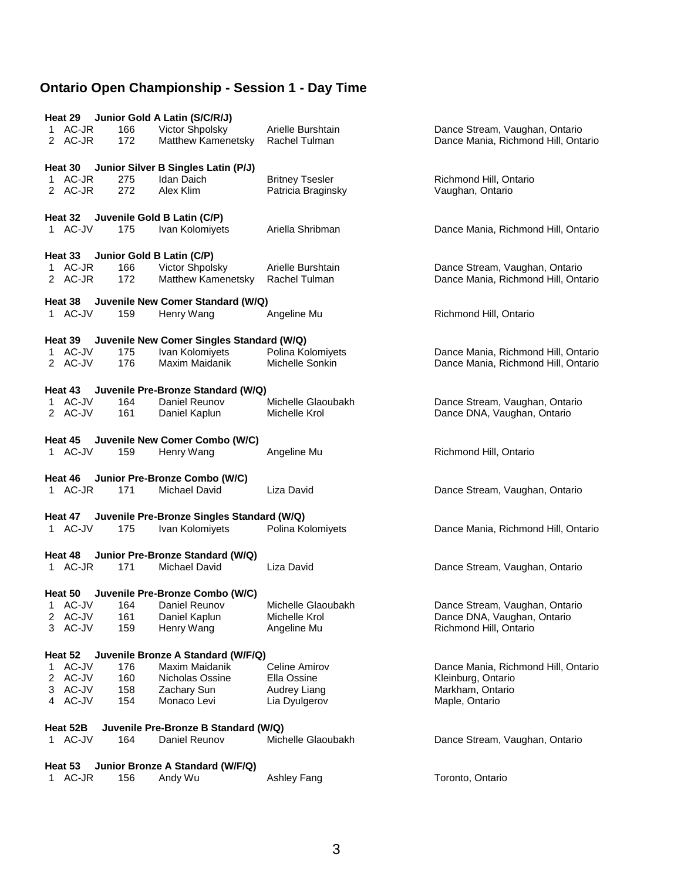## Ontario Open Championship - Session 1 - Day Time

**Heat 29 Junior Gold A Latin (S/C/R/J)**

| | | | | | |
|---|---|---|---|---|---|
| 1 | AC-JR | 166 | Victor Shpolsky | Arielle Burshtain | Dance Stream, Vaughan, Ontario |
| 2 | AC-JR | 172 | Matthew Kamenetsky | Rachel Tulman | Dance Mania, Richmond Hill, Ontario |

**Heat 30 Junior Silver B Singles Latin (P/J)**

| | | | | | |
|---|---|---|---|---|---|
| 1 | AC-JR | 275 | Idan Daich | Britney Tsesler | Richmond Hill, Ontario |
| 2 | AC-JR | 272 | Alex Klim | Patricia Braginsky | Vaughan, Ontario |

**Heat 32 Juvenile Gold B Latin (C/P)**

| | | | | | |
|---|---|---|---|---|---|
| 1 | AC-JV | 175 | Ivan Kolomiyets | Ariella Shribman | Dance Mania, Richmond Hill, Ontario |

**Heat 33 Junior Gold B Latin (C/P)**

| | | | | | |
|---|---|---|---|---|---|
| 1 | AC-JR | 166 | Victor Shpolsky | Arielle Burshtain | Dance Stream, Vaughan, Ontario |
| 2 | AC-JR | 172 | Matthew Kamenetsky | Rachel Tulman | Dance Mania, Richmond Hill, Ontario |

**Heat 38 Juvenile New Comer Standard (W/Q)**

| | | | | | |
|---|---|---|---|---|---|
| 1 | AC-JV | 159 | Henry Wang | Angeline Mu | Richmond Hill, Ontario |

**Heat 39 Juvenile New Comer Singles Standard (W/Q)**

| | | | | | |
|---|---|---|---|---|---|
| 1 | AC-JV | 175 | Ivan Kolomiyets | Polina Kolomiyets | Dance Mania, Richmond Hill, Ontario |
| 2 | AC-JV | 176 | Maxim Maidanik | Michelle Sonkin | Dance Mania, Richmond Hill, Ontario |

**Heat 43 Juvenile Pre-Bronze Standard (W/Q)**

| | | | | | |
|---|---|---|---|---|---|
| 1 | AC-JV | 164 | Daniel Reunov | Michelle Glaoubakh | Dance Stream, Vaughan, Ontario |
| 2 | AC-JV | 161 | Daniel Kaplun | Michelle Krol | Dance DNA, Vaughan, Ontario |

**Heat 45 Juvenile New Comer Combo (W/C)**

| | | | | | |
|---|---|---|---|---|---|
| 1 | AC-JV | 159 | Henry Wang | Angeline Mu | Richmond Hill, Ontario |

**Heat 46 Junior Pre-Bronze Combo (W/C)**

| | | | | | |
|---|---|---|---|---|---|
| 1 | AC-JR | 171 | Michael David | Liza David | Dance Stream, Vaughan, Ontario |

**Heat 47 Juvenile Pre-Bronze Singles Standard (W/Q)**

| | | | | | |
|---|---|---|---|---|---|
| 1 | AC-JV | 175 | Ivan Kolomiyets | Polina Kolomiyets | Dance Mania, Richmond Hill, Ontario |

**Heat 48 Junior Pre-Bronze Standard (W/Q)**

| | | | | | |
|---|---|---|---|---|---|
| 1 | AC-JR | 171 | Michael David | Liza David | Dance Stream, Vaughan, Ontario |

**Heat 50 Juvenile Pre-Bronze Combo (W/C)**

| | | | | | |
|---|---|---|---|---|---|
| 1 | AC-JV | 164 | Daniel Reunov | Michelle Glaoubakh | Dance Stream, Vaughan, Ontario |
| 2 | AC-JV | 161 | Daniel Kaplun | Michelle Krol | Dance DNA, Vaughan, Ontario |
| 3 | AC-JV | 159 | Henry Wang | Angeline Mu | Richmond Hill, Ontario |

**Heat 52 Juvenile Bronze A Standard (W/F/Q)**

| | | | | | |
|---|---|---|---|---|---|
| 1 | AC-JV | 176 | Maxim Maidanik | Celine Amirov | Dance Mania, Richmond Hill, Ontario |
| 2 | AC-JV | 160 | Nicholas Ossine | Ella Ossine | Kleinburg, Ontario |
| 3 | AC-JV | 158 | Zachary Sun | Audrey Liang | Markham, Ontario |
| 4 | AC-JV | 154 | Monaco Levi | Lia Dyulgerov | Maple, Ontario |

**Heat 52B Juvenile Pre-Bronze B Standard (W/Q)**

| | | | | | |
|---|---|---|---|---|---|
| 1 | AC-JV | 164 | Daniel Reunov | Michelle Glaoubakh | Dance Stream, Vaughan, Ontario |

**Heat 53 Junior Bronze A Standard (W/F/Q)**

| | | | | | |
|---|---|---|---|---|---|
| 1 | AC-JR | 156 | Andy Wu | Ashley Fang | Toronto, Ontario |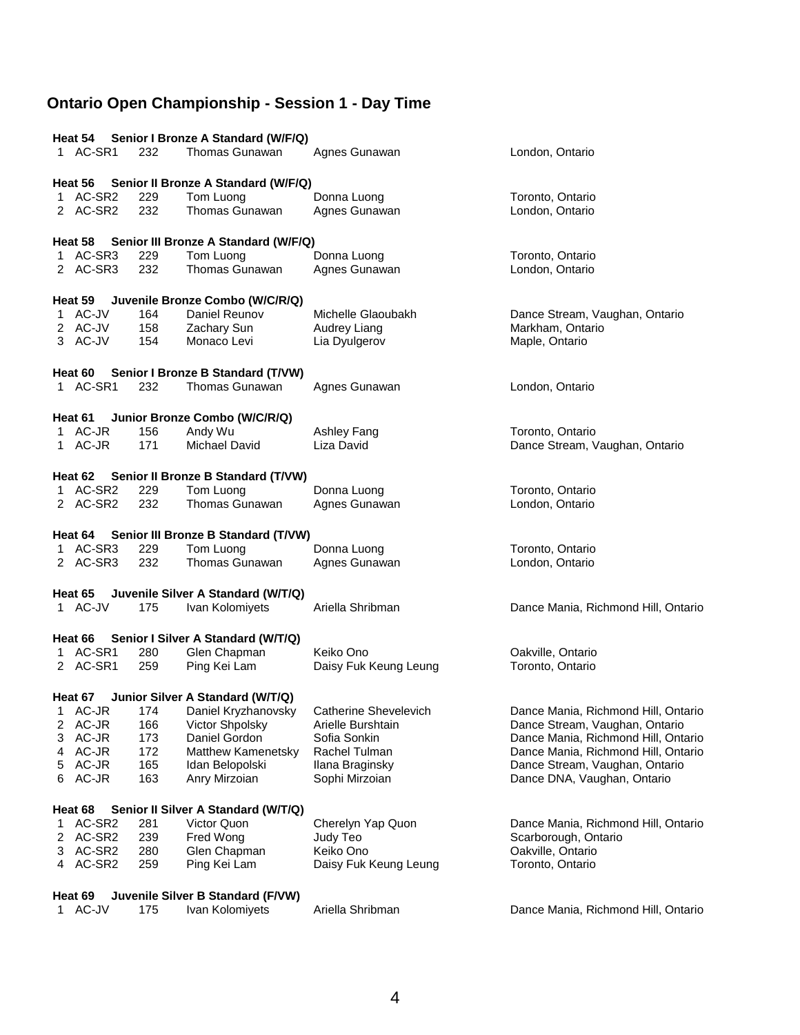## Ontario Open Championship - Session 1 - Day Time

**Heat 54 Senior I Bronze A Standard (W/F/Q)**

| | | | | | |
|---|---|---|---|---|---|
| 1 | AC-SR1 | 232 | Thomas Gunawan | Agnes Gunawan | London, Ontario |

**Heat 56 Senior II Bronze A Standard (W/F/Q)**

| | | | | | |
|---|---|---|---|---|---|
| 1 | AC-SR2 | 229 | Tom Luong | Donna Luong | Toronto, Ontario |
| 2 | AC-SR2 | 232 | Thomas Gunawan | Agnes Gunawan | London, Ontario |

**Heat 58 Senior III Bronze A Standard (W/F/Q)**

| | | | | | |
|---|---|---|---|---|---|
| 1 | AC-SR3 | 229 | Tom Luong | Donna Luong | Toronto, Ontario |
| 2 | AC-SR3 | 232 | Thomas Gunawan | Agnes Gunawan | London, Ontario |

**Heat 59 Juvenile Bronze Combo (W/C/R/Q)**

| | | | | | |
|---|---|---|---|---|---|
| 1 | AC-JV | 164 | Daniel Reunov | Michelle Glaoubakh | Dance Stream, Vaughan, Ontario |
| 2 | AC-JV | 158 | Zachary Sun | Audrey Liang | Markham, Ontario |
| 3 | AC-JV | 154 | Monaco Levi | Lia Dyulgerov | Maple, Ontario |

**Heat 60 Senior I Bronze B Standard (T/VW)**

| | | | | | |
|---|---|---|---|---|---|
| 1 | AC-SR1 | 232 | Thomas Gunawan | Agnes Gunawan | London, Ontario |

**Heat 61 Junior Bronze Combo (W/C/R/Q)**

| | | | | | |
|---|---|---|---|---|---|
| 1 | AC-JR | 156 | Andy Wu | Ashley Fang | Toronto, Ontario |
| 1 | AC-JR | 171 | Michael David | Liza David | Dance Stream, Vaughan, Ontario |

**Heat 62 Senior II Bronze B Standard (T/VW)**

| | | | | | |
|---|---|---|---|---|---|
| 1 | AC-SR2 | 229 | Tom Luong | Donna Luong | Toronto, Ontario |
| 2 | AC-SR2 | 232 | Thomas Gunawan | Agnes Gunawan | London, Ontario |

**Heat 64 Senior III Bronze B Standard (T/VW)**

| | | | | | |
|---|---|---|---|---|---|
| 1 | AC-SR3 | 229 | Tom Luong | Donna Luong | Toronto, Ontario |
| 2 | AC-SR3 | 232 | Thomas Gunawan | Agnes Gunawan | London, Ontario |

**Heat 65 Juvenile Silver A Standard (W/T/Q)**

| | | | | | |
|---|---|---|---|---|---|
| 1 | AC-JV | 175 | Ivan Kolomiyets | Ariella Shribman | Dance Mania, Richmond Hill, Ontario |

**Heat 66 Senior I Silver A Standard (W/T/Q)**

| | | | | | |
|---|---|---|---|---|---|
| 1 | AC-SR1 | 280 | Glen Chapman | Keiko Ono | Oakville, Ontario |
| 2 | AC-SR1 | 259 | Ping Kei Lam | Daisy Fuk Keung Leung | Toronto, Ontario |

**Heat 67 Junior Silver A Standard (W/T/Q)**

| | | | | | |
|---|---|---|---|---|---|
| 1 | AC-JR | 174 | Daniel Kryzhanovsky | Catherine Shevelevich | Dance Mania, Richmond Hill, Ontario |
| 2 | AC-JR | 166 | Victor Shpolsky | Arielle Burshtain | Dance Stream, Vaughan, Ontario |
| 3 | AC-JR | 173 | Daniel Gordon | Sofia Sonkin | Dance Mania, Richmond Hill, Ontario |
| 4 | AC-JR | 172 | Matthew Kamenetsky | Rachel Tulman | Dance Mania, Richmond Hill, Ontario |
| 5 | AC-JR | 165 | Idan Belopolski | Ilana Braginsky | Dance Stream, Vaughan, Ontario |
| 6 | AC-JR | 163 | Anry Mirzoian | Sophi Mirzoian | Dance DNA, Vaughan, Ontario |

**Heat 68 Senior II Silver A Standard (W/T/Q)**

| | | | | | |
|---|---|---|---|---|---|
| 1 | AC-SR2 | 281 | Victor Quon | Cherelyn Yap Quon | Dance Mania, Richmond Hill, Ontario |
| 2 | AC-SR2 | 239 | Fred Wong | Judy Teo | Scarborough, Ontario |
| 3 | AC-SR2 | 280 | Glen Chapman | Keiko Ono | Oakville, Ontario |
| 4 | AC-SR2 | 259 | Ping Kei Lam | Daisy Fuk Keung Leung | Toronto, Ontario |

**Heat 69 Juvenile Silver B Standard (F/VW)**

| | | | | | |
|---|---|---|---|---|---|
| 1 | AC-JV | 175 | Ivan Kolomiyets | Ariella Shribman | Dance Mania, Richmond Hill, Ontario |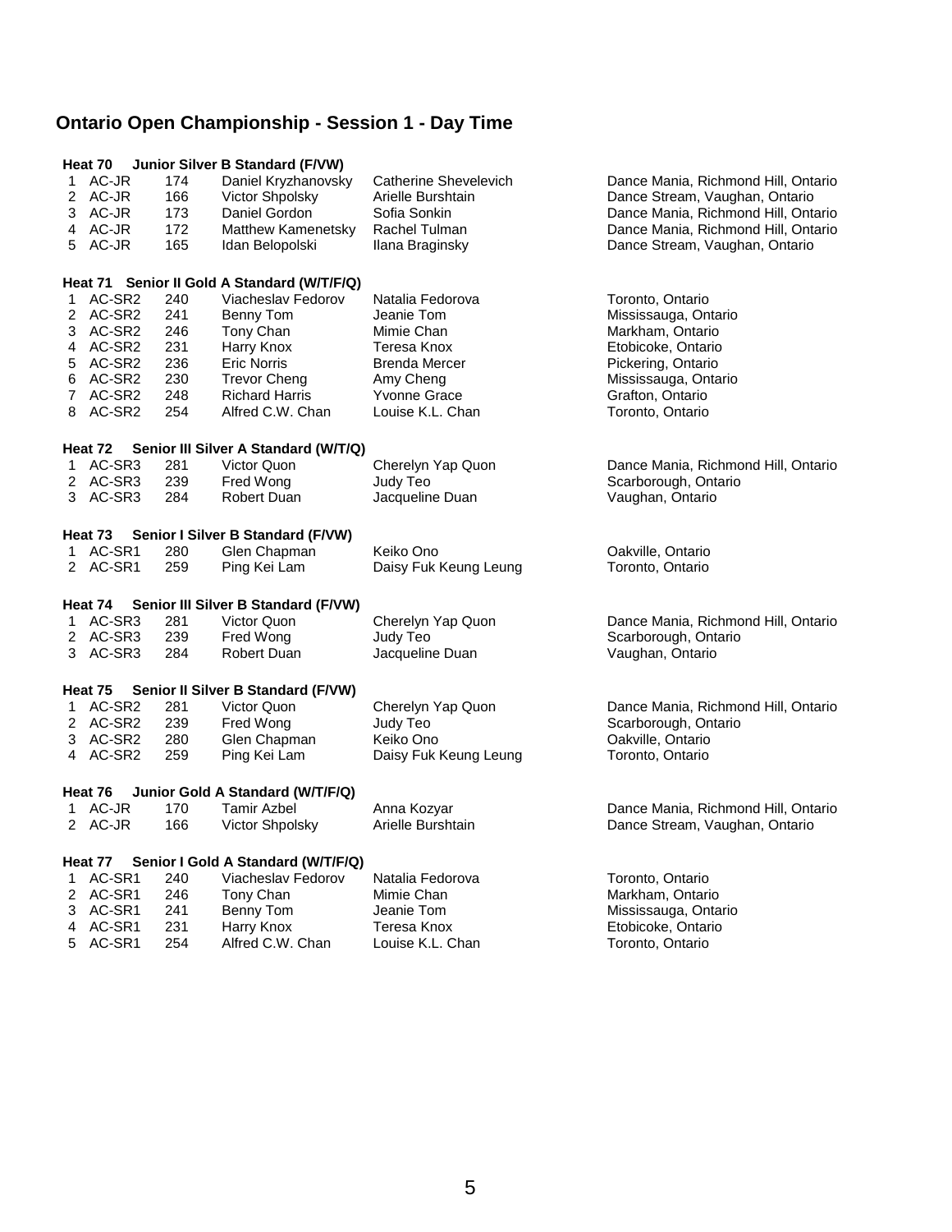## Ontario Open Championship - Session 1 - Day Time

### Heat 70 Junior Silver B Standard (F/VW)

| | | | | | |
|---|---|---|---|---|---|
| 1 | AC-JR | 174 | Daniel Kryzhanovsky | Catherine Shevelevich | Dance Mania, Richmond Hill, Ontario |
| 2 | AC-JR | 166 | Victor Shpolsky | Arielle Burshtain | Dance Stream, Vaughan, Ontario |
| 3 | AC-JR | 173 | Daniel Gordon | Sofia Sonkin | Dance Mania, Richmond Hill, Ontario |
| 4 | AC-JR | 172 | Matthew Kamenetsky | Rachel Tulman | Dance Mania, Richmond Hill, Ontario |
| 5 | AC-JR | 165 | Idan Belopolski | Ilana Braginsky | Dance Stream, Vaughan, Ontario |

### Heat 71 Senior II Gold A Standard (W/T/F/Q)

| | | | | | |
|---|---|---|---|---|---|
| 1 | AC-SR2 | 240 | Viacheslav Fedorov | Natalia Fedorova | Toronto, Ontario |
| 2 | AC-SR2 | 241 | Benny Tom | Jeanie Tom | Mississauga, Ontario |
| 3 | AC-SR2 | 246 | Tony Chan | Mimie Chan | Markham, Ontario |
| 4 | AC-SR2 | 231 | Harry Knox | Teresa Knox | Etobicoke, Ontario |
| 5 | AC-SR2 | 236 | Eric Norris | Brenda Mercer | Pickering, Ontario |
| 6 | AC-SR2 | 230 | Trevor Cheng | Amy Cheng | Mississauga, Ontario |
| 7 | AC-SR2 | 248 | Richard Harris | Yvonne Grace | Grafton, Ontario |
| 8 | AC-SR2 | 254 | Alfred C.W. Chan | Louise K.L. Chan | Toronto, Ontario |

### Heat 72 Senior III Silver A Standard (W/T/Q)

| | | | | | |
|---|---|---|---|---|---|
| 1 | AC-SR3 | 281 | Victor Quon | Cherelyn Yap Quon | Dance Mania, Richmond Hill, Ontario |
| 2 | AC-SR3 | 239 | Fred Wong | Judy Teo | Scarborough, Ontario |
| 3 | AC-SR3 | 284 | Robert Duan | Jacqueline Duan | Vaughan, Ontario |

### Heat 73 Senior I Silver B Standard (F/VW)

| | | | | | |
|---|---|---|---|---|---|
| 1 | AC-SR1 | 280 | Glen Chapman | Keiko Ono | Oakville, Ontario |
| 2 | AC-SR1 | 259 | Ping Kei Lam | Daisy Fuk Keung Leung | Toronto, Ontario |

### Heat 74 Senior III Silver B Standard (F/VW)

| | | | | | |
|---|---|---|---|---|---|
| 1 | AC-SR3 | 281 | Victor Quon | Cherelyn Yap Quon | Dance Mania, Richmond Hill, Ontario |
| 2 | AC-SR3 | 239 | Fred Wong | Judy Teo | Scarborough, Ontario |
| 3 | AC-SR3 | 284 | Robert Duan | Jacqueline Duan | Vaughan, Ontario |

### Heat 75 Senior II Silver B Standard (F/VW)

| | | | | | |
|---|---|---|---|---|---|
| 1 | AC-SR2 | 281 | Victor Quon | Cherelyn Yap Quon | Dance Mania, Richmond Hill, Ontario |
| 2 | AC-SR2 | 239 | Fred Wong | Judy Teo | Scarborough, Ontario |
| 3 | AC-SR2 | 280 | Glen Chapman | Keiko Ono | Oakville, Ontario |
| 4 | AC-SR2 | 259 | Ping Kei Lam | Daisy Fuk Keung Leung | Toronto, Ontario |

### Heat 76 Junior Gold A Standard (W/T/F/Q)

| | | | | | |
|---|---|---|---|---|---|
| 1 | AC-JR | 170 | Tamir Azbel | Anna Kozyar | Dance Mania, Richmond Hill, Ontario |
| 2 | AC-JR | 166 | Victor Shpolsky | Arielle Burshtain | Dance Stream, Vaughan, Ontario |

### Heat 77 Senior I Gold A Standard (W/T/F/Q)

| | | | | | |
|---|---|---|---|---|---|
| 1 | AC-SR1 | 240 | Viacheslav Fedorov | Natalia Fedorova | Toronto, Ontario |
| 2 | AC-SR1 | 246 | Tony Chan | Mimie Chan | Markham, Ontario |
| 3 | AC-SR1 | 241 | Benny Tom | Jeanie Tom | Mississauga, Ontario |
| 4 | AC-SR1 | 231 | Harry Knox | Teresa Knox | Etobicoke, Ontario |
| 5 | AC-SR1 | 254 | Alfred C.W. Chan | Louise K.L. Chan | Toronto, Ontario |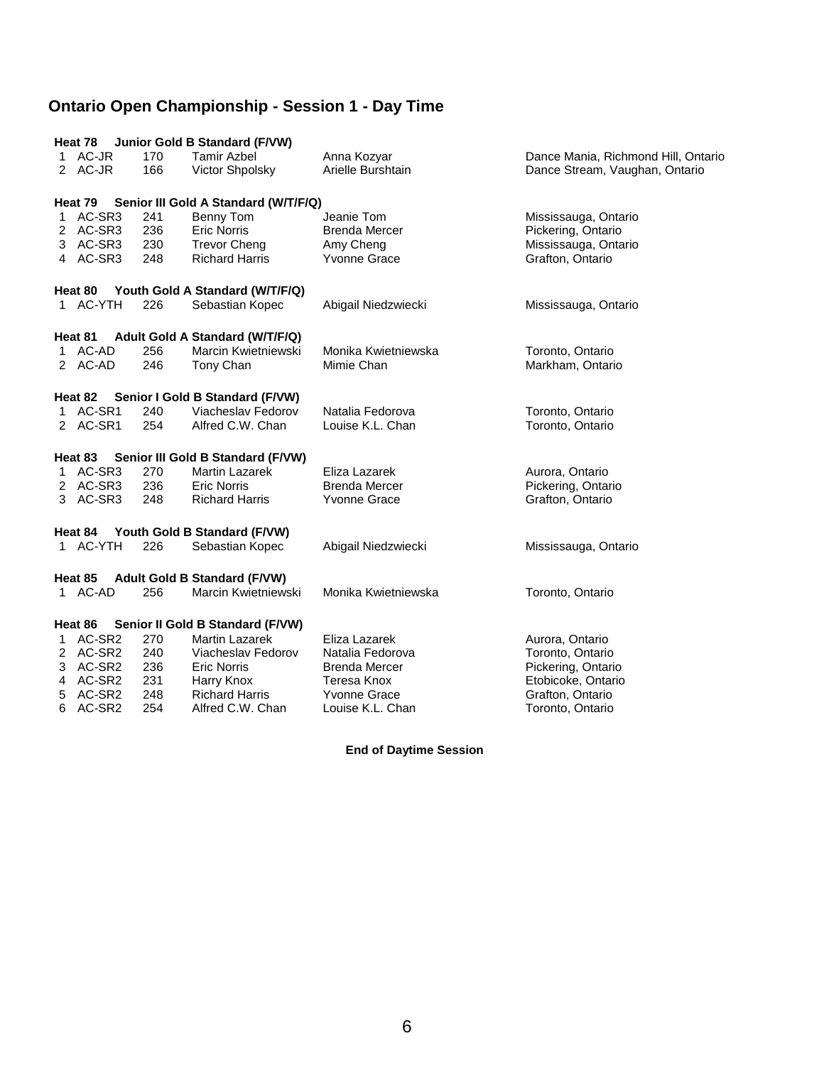## Ontario Open Championship - Session 1 - Day Time

**Heat 78 Junior Gold B Standard (F/VW)**

| | | | | | |
|---|---|---|---|---|---|
| 1 | AC-JR | 170 | Tamir Azbel | Anna Kozyar | Dance Mania, Richmond Hill, Ontario |
| 2 | AC-JR | 166 | Victor Shpolsky | Arielle Burshtain | Dance Stream, Vaughan, Ontario |

**Heat 79 Senior III Gold A Standard (W/T/F/Q)**

| | | | | | |
|---|---|---|---|---|---|
| 1 | AC-SR3 | 241 | Benny Tom | Jeanie Tom | Mississauga, Ontario |
| 2 | AC-SR3 | 236 | Eric Norris | Brenda Mercer | Pickering, Ontario |
| 3 | AC-SR3 | 230 | Trevor Cheng | Amy Cheng | Mississauga, Ontario |
| 4 | AC-SR3 | 248 | Richard Harris | Yvonne Grace | Grafton, Ontario |

**Heat 80 Youth Gold A Standard (W/T/F/Q)**

| | | | | | |
|---|---|---|---|---|---|
| 1 | AC-YTH | 226 | Sebastian Kopec | Abigail Niedzwiecki | Mississauga, Ontario |

**Heat 81 Adult Gold A Standard (W/T/F/Q)**

| | | | | | |
|---|---|---|---|---|---|
| 1 | AC-AD | 256 | Marcin Kwietniewski | Monika Kwietniewska | Toronto, Ontario |
| 2 | AC-AD | 246 | Tony Chan | Mimie Chan | Markham, Ontario |

**Heat 82 Senior I Gold B Standard (F/VW)**

| | | | | | |
|---|---|---|---|---|---|
| 1 | AC-SR1 | 240 | Viacheslav Fedorov | Natalia Fedorova | Toronto, Ontario |
| 2 | AC-SR1 | 254 | Alfred C.W. Chan | Louise K.L. Chan | Toronto, Ontario |

**Heat 83 Senior III Gold B Standard (F/VW)**

| | | | | | |
|---|---|---|---|---|---|
| 1 | AC-SR3 | 270 | Martin Lazarek | Eliza Lazarek | Aurora, Ontario |
| 2 | AC-SR3 | 236 | Eric Norris | Brenda Mercer | Pickering, Ontario |
| 3 | AC-SR3 | 248 | Richard Harris | Yvonne Grace | Grafton, Ontario |

**Heat 84 Youth Gold B Standard (F/VW)**

| | | | | | |
|---|---|---|---|---|---|
| 1 | AC-YTH | 226 | Sebastian Kopec | Abigail Niedzwiecki | Mississauga, Ontario |

**Heat 85 Adult Gold B Standard (F/VW)**

| | | | | | |
|---|---|---|---|---|---|
| 1 | AC-AD | 256 | Marcin Kwietniewski | Monika Kwietniewska | Toronto, Ontario |

**Heat 86 Senior II Gold B Standard (F/VW)**

| | | | | | |
|---|---|---|---|---|---|
| 1 | AC-SR2 | 270 | Martin Lazarek | Eliza Lazarek | Aurora, Ontario |
| 2 | AC-SR2 | 240 | Viacheslav Fedorov | Natalia Fedorova | Toronto, Ontario |
| 3 | AC-SR2 | 236 | Eric Norris | Brenda Mercer | Pickering, Ontario |
| 4 | AC-SR2 | 231 | Harry Knox | Teresa Knox | Etobicoke, Ontario |
| 5 | AC-SR2 | 248 | Richard Harris | Yvonne Grace | Grafton, Ontario |
| 6 | AC-SR2 | 254 | Alfred C.W. Chan | Louise K.L. Chan | Toronto, Ontario |

**End of Daytime Session**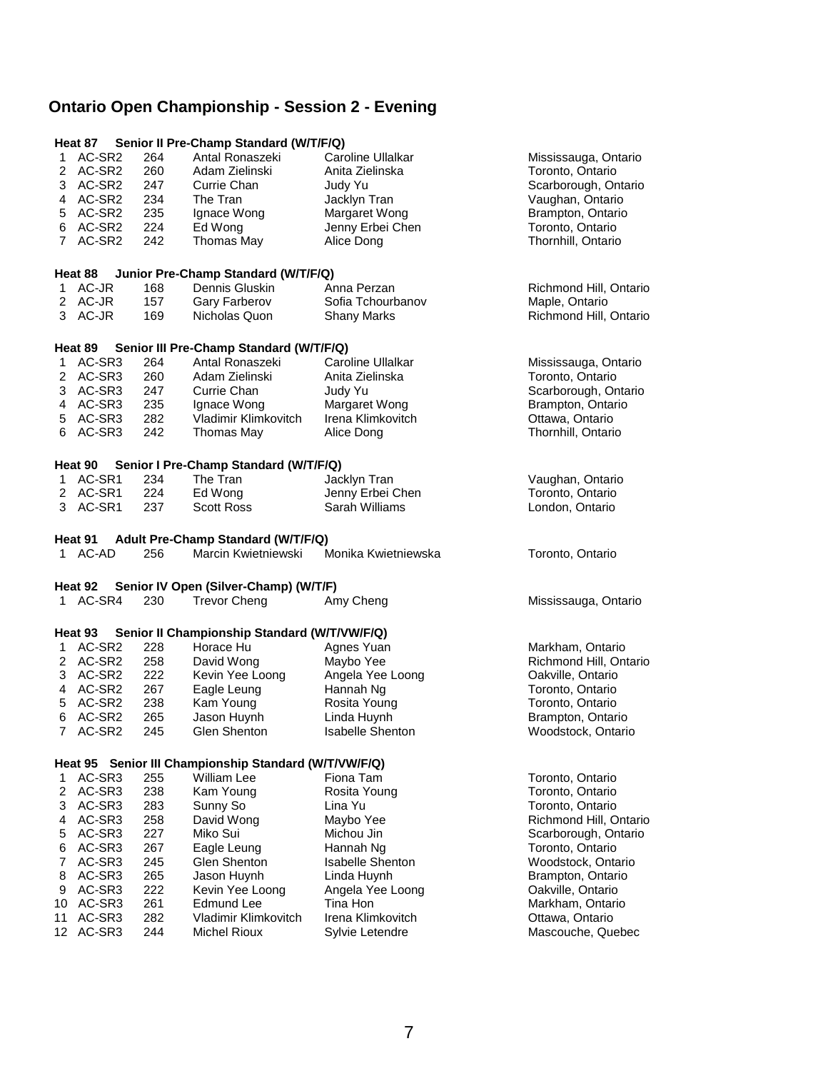# Ontario Open Championship - Session 2 - Evening

### Heat 87 Senior II Pre-Champ Standard (W/T/F/Q)

| | | | | | |
|---|---|---|---|---|---|
| 1 | AC-SR2 | 264 | Antal Ronaszeki | Caroline Ullalkar | Mississauga, Ontario |
| 2 | AC-SR2 | 260 | Adam Zielinski | Anita Zielinska | Toronto, Ontario |
| 3 | AC-SR2 | 247 | Currie Chan | Judy Yu | Scarborough, Ontario |
| 4 | AC-SR2 | 234 | The Tran | Jacklyn Tran | Vaughan, Ontario |
| 5 | AC-SR2 | 235 | Ignace Wong | Margaret Wong | Brampton, Ontario |
| 6 | AC-SR2 | 224 | Ed Wong | Jenny Erbei Chen | Toronto, Ontario |
| 7 | AC-SR2 | 242 | Thomas May | Alice Dong | Thornhill, Ontario |

### Heat 88 Junior Pre-Champ Standard (W/T/F/Q)

| | | | | | |
|---|---|---|---|---|---|
| 1 | AC-JR | 168 | Dennis Gluskin | Anna Perzan | Richmond Hill, Ontario |
| 2 | AC-JR | 157 | Gary Farberov | Sofia Tchourbanov | Maple, Ontario |
| 3 | AC-JR | 169 | Nicholas Quon | Shany Marks | Richmond Hill, Ontario |

### Heat 89 Senior III Pre-Champ Standard (W/T/F/Q)

| | | | | | |
|---|---|---|---|---|---|
| 1 | AC-SR3 | 264 | Antal Ronaszeki | Caroline Ullalkar | Mississauga, Ontario |
| 2 | AC-SR3 | 260 | Adam Zielinski | Anita Zielinska | Toronto, Ontario |
| 3 | AC-SR3 | 247 | Currie Chan | Judy Yu | Scarborough, Ontario |
| 4 | AC-SR3 | 235 | Ignace Wong | Margaret Wong | Brampton, Ontario |
| 5 | AC-SR3 | 282 | Vladimir Klimkovitch | Irena Klimkovitch | Ottawa, Ontario |
| 6 | AC-SR3 | 242 | Thomas May | Alice Dong | Thornhill, Ontario |

### Heat 90 Senior I Pre-Champ Standard (W/T/F/Q)

| | | | | | |
|---|---|---|---|---|---|
| 1 | AC-SR1 | 234 | The Tran | Jacklyn Tran | Vaughan, Ontario |
| 2 | AC-SR1 | 224 | Ed Wong | Jenny Erbei Chen | Toronto, Ontario |
| 3 | AC-SR1 | 237 | Scott Ross | Sarah Williams | London, Ontario |

### Heat 91 Adult Pre-Champ Standard (W/T/F/Q)

| | | | | | |
|---|---|---|---|---|---|
| 1 | AC-AD | 256 | Marcin Kwietniewski | Monika Kwietniewska | Toronto, Ontario |

### Heat 92 Senior IV Open (Silver-Champ) (W/T/F)

| | | | | | |
|---|---|---|---|---|---|
| 1 | AC-SR4 | 230 | Trevor Cheng | Amy Cheng | Mississauga, Ontario |

### Heat 93 Senior II Championship Standard (W/T/VW/F/Q)

| | | | | | |
|---|---|---|---|---|---|
| 1 | AC-SR2 | 228 | Horace Hu | Agnes Yuan | Markham, Ontario |
| 2 | AC-SR2 | 258 | David Wong | Maybo Yee | Richmond Hill, Ontario |
| 3 | AC-SR2 | 222 | Kevin Yee Loong | Angela Yee Loong | Oakville, Ontario |
| 4 | AC-SR2 | 267 | Eagle Leung | Hannah Ng | Toronto, Ontario |
| 5 | AC-SR2 | 238 | Kam Young | Rosita Young | Toronto, Ontario |
| 6 | AC-SR2 | 265 | Jason Huynh | Linda Huynh | Brampton, Ontario |
| 7 | AC-SR2 | 245 | Glen Shenton | Isabelle Shenton | Woodstock, Ontario |

### Heat 95 Senior III Championship Standard (W/T/VW/F/Q)

| | | | | | |
|---|---|---|---|---|---|
| 1 | AC-SR3 | 255 | William Lee | Fiona Tam | Toronto, Ontario |
| 2 | AC-SR3 | 238 | Kam Young | Rosita Young | Toronto, Ontario |
| 3 | AC-SR3 | 283 | Sunny So | Lina Yu | Toronto, Ontario |
| 4 | AC-SR3 | 258 | David Wong | Maybo Yee | Richmond Hill, Ontario |
| 5 | AC-SR3 | 227 | Miko Sui | Michou Jin | Scarborough, Ontario |
| 6 | AC-SR3 | 267 | Eagle Leung | Hannah Ng | Toronto, Ontario |
| 7 | AC-SR3 | 245 | Glen Shenton | Isabelle Shenton | Woodstock, Ontario |
| 8 | AC-SR3 | 265 | Jason Huynh | Linda Huynh | Brampton, Ontario |
| 9 | AC-SR3 | 222 | Kevin Yee Loong | Angela Yee Loong | Oakville, Ontario |
| 10 | AC-SR3 | 261 | Edmund Lee | Tina Hon | Markham, Ontario |
| 11 | AC-SR3 | 282 | Vladimir Klimkovitch | Irena Klimkovitch | Ottawa, Ontario |
| 12 | AC-SR3 | 244 | Michel Rioux | Sylvie Letendre | Mascouche, Quebec |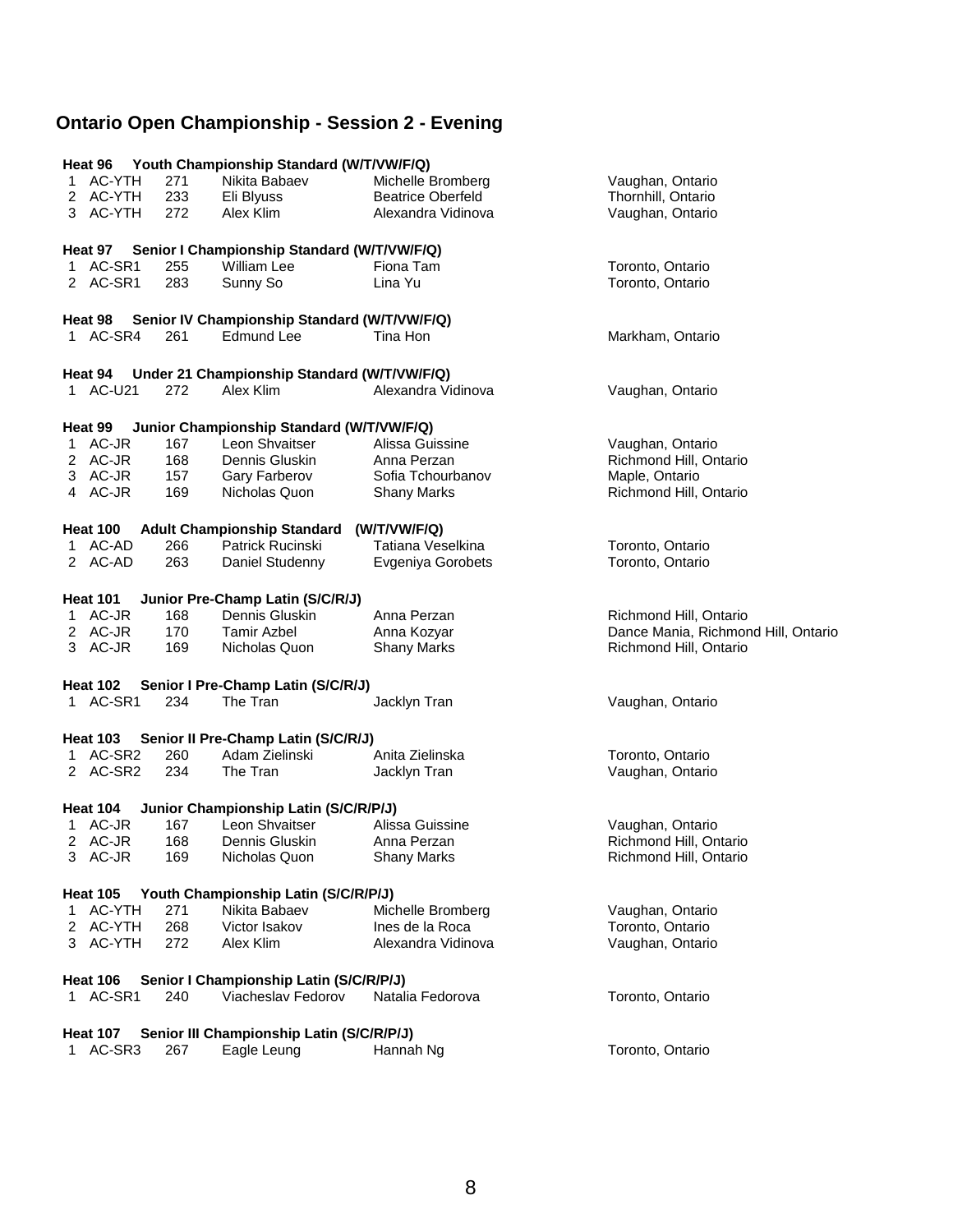# Ontario Open Championship - Session 2 - Evening

### Heat 96 Youth Championship Standard (W/T/VW/F/Q)

| | | | | | |
|---|---|---|---|---|---|
| 1 | AC-YTH | 271 | Nikita Babaev | Michelle Bromberg | Vaughan, Ontario |
| 2 | AC-YTH | 233 | Eli Blyuss | Beatrice Oberfeld | Thornhill, Ontario |
| 3 | AC-YTH | 272 | Alex Klim | Alexandra Vidinova | Vaughan, Ontario |

### Heat 97 Senior I Championship Standard (W/T/VW/F/Q)

| | | | | | |
|---|---|---|---|---|---|
| 1 | AC-SR1 | 255 | William Lee | Fiona Tam | Toronto, Ontario |
| 2 | AC-SR1 | 283 | Sunny So | Lina Yu | Toronto, Ontario |

### Heat 98 Senior IV Championship Standard (W/T/VW/F/Q)

| | | | | | |
|---|---|---|---|---|---|
| 1 | AC-SR4 | 261 | Edmund Lee | Tina Hon | Markham, Ontario |

### Heat 94 Under 21 Championship Standard (W/T/VW/F/Q)

| | | | | | |
|---|---|---|---|---|---|
| 1 | AC-U21 | 272 | Alex Klim | Alexandra Vidinova | Vaughan, Ontario |

### Heat 99 Junior Championship Standard (W/T/VW/F/Q)

| | | | | | |
|---|---|---|---|---|---|
| 1 | AC-JR | 167 | Leon Shvaitser | Alissa Guissine | Vaughan, Ontario |
| 2 | AC-JR | 168 | Dennis Gluskin | Anna Perzan | Richmond Hill, Ontario |
| 3 | AC-JR | 157 | Gary Farberov | Sofia Tchourbanov | Maple, Ontario |
| 4 | AC-JR | 169 | Nicholas Quon | Shany Marks | Richmond Hill, Ontario |

### Heat 100 Adult Championship Standard (W/T/VW/F/Q)

| | | | | | |
|---|---|---|---|---|---|
| 1 | AC-AD | 266 | Patrick Rucinski | Tatiana Veselkina | Toronto, Ontario |
| 2 | AC-AD | 263 | Daniel Studenny | Evgeniya Gorobets | Toronto, Ontario |

### Heat 101 Junior Pre-Champ Latin (S/C/R/J)

| | | | | | |
|---|---|---|---|---|---|
| 1 | AC-JR | 168 | Dennis Gluskin | Anna Perzan | Richmond Hill, Ontario |
| 2 | AC-JR | 170 | Tamir Azbel | Anna Kozyar | Dance Mania, Richmond Hill, Ontario |
| 3 | AC-JR | 169 | Nicholas Quon | Shany Marks | Richmond Hill, Ontario |

### Heat 102 Senior I Pre-Champ Latin (S/C/R/J)

| | | | | | |
|---|---|---|---|---|---|
| 1 | AC-SR1 | 234 | The Tran | Jacklyn Tran | Vaughan, Ontario |

### Heat 103 Senior II Pre-Champ Latin (S/C/R/J)

| | | | | | |
|---|---|---|---|---|---|
| 1 | AC-SR2 | 260 | Adam Zielinski | Anita Zielinska | Toronto, Ontario |
| 2 | AC-SR2 | 234 | The Tran | Jacklyn Tran | Vaughan, Ontario |

### Heat 104 Junior Championship Latin (S/C/R/P/J)

| | | | | | |
|---|---|---|---|---|---|
| 1 | AC-JR | 167 | Leon Shvaitser | Alissa Guissine | Vaughan, Ontario |
| 2 | AC-JR | 168 | Dennis Gluskin | Anna Perzan | Richmond Hill, Ontario |
| 3 | AC-JR | 169 | Nicholas Quon | Shany Marks | Richmond Hill, Ontario |

### Heat 105 Youth Championship Latin (S/C/R/P/J)

| | | | | | |
|---|---|---|---|---|---|
| 1 | AC-YTH | 271 | Nikita Babaev | Michelle Bromberg | Vaughan, Ontario |
| 2 | AC-YTH | 268 | Victor Isakov | Ines de la Roca | Toronto, Ontario |
| 3 | AC-YTH | 272 | Alex Klim | Alexandra Vidinova | Vaughan, Ontario |

### Heat 106 Senior I Championship Latin (S/C/R/P/J)

| | | | | | |
|---|---|---|---|---|---|
| 1 | AC-SR1 | 240 | Viacheslav Fedorov | Natalia Fedorova | Toronto, Ontario |

### Heat 107 Senior III Championship Latin (S/C/R/P/J)

| | | | | | |
|---|---|---|---|---|---|
| 1 | AC-SR3 | 267 | Eagle Leung | Hannah Ng | Toronto, Ontario |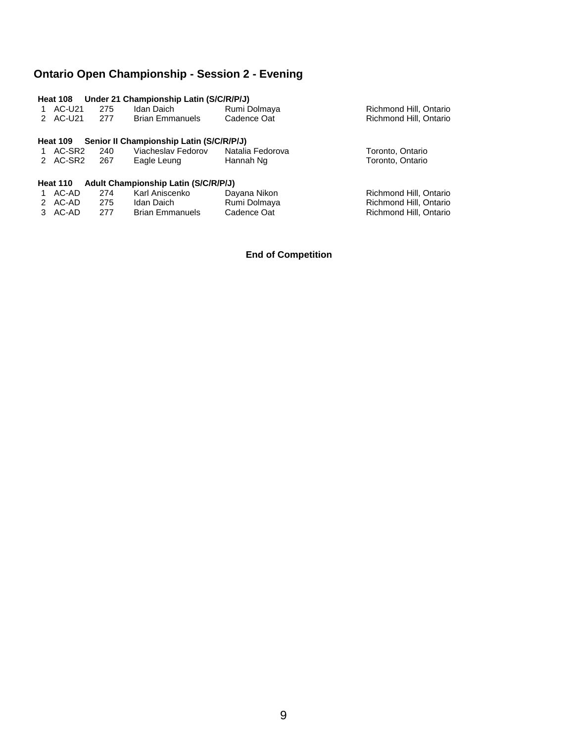## Ontario Open Championship - Session 2 - Evening

**Heat 108 Under 21 Championship Latin (S/C/R/P/J)**

| | | | | | |
|---|---|---|---|---|---|
| 1 | AC-U21 | 275 | Idan Daich | Rumi Dolmaya | Richmond Hill, Ontario |
| 2 | AC-U21 | 277 | Brian Emmanuels | Cadence Oat | Richmond Hill, Ontario |

**Heat 109 Senior II Championship Latin (S/C/R/P/J)**

| | | | | | |
|---|---|---|---|---|---|
| 1 | AC-SR2 | 240 | Viacheslav Fedorov | Natalia Fedorova | Toronto, Ontario |
| 2 | AC-SR2 | 267 | Eagle Leung | Hannah Ng | Toronto, Ontario |

**Heat 110 Adult Championship Latin (S/C/R/P/J)**

| | | | | | |
|---|---|---|---|---|---|
| 1 | AC-AD | 274 | Karl Aniscenko | Dayana Nikon | Richmond Hill, Ontario |
| 2 | AC-AD | 275 | Idan Daich | Rumi Dolmaya | Richmond Hill, Ontario |
| 3 | AC-AD | 277 | Brian Emmanuels | Cadence Oat | Richmond Hill, Ontario |

**End of Competition**